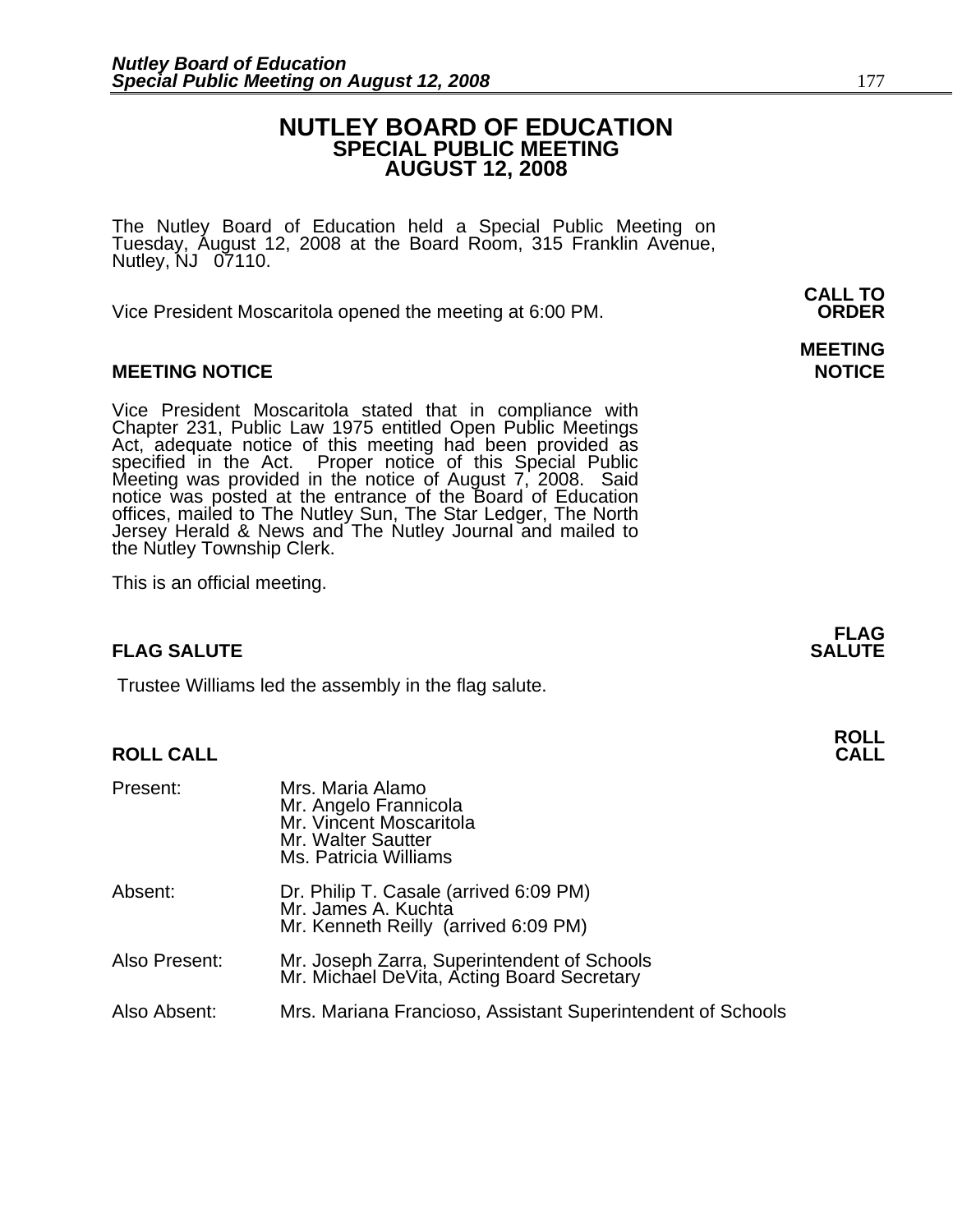# NUTLEY BOARD OF EDUCATION
## SPECIAL PUBLIC MEETING
## AUGUST 12, 2008

The Nutley Board of Education held a Special Public Meeting on Tuesday, August 12, 2008 at the Board Room, 315 Franklin Avenue, Nutley, NJ 07110.

**CALL TO ORDER**

Vice President Moscaritola opened the meeting at 6:00 PM.

**MEETING NOTICE**

Vice President Moscaritola stated that in compliance with Chapter 231, Public Law 1975 entitled Open Public Meetings Act, adequate notice of this meeting had been provided as specified in the Act. Proper notice of this Special Public Meeting was provided in the notice of August 7, 2008. Said notice was posted at the entrance of the Board of Education offices, mailed to The Nutley Sun, The Star Ledger, The North Jersey Herald & News and The Nutley Journal and mailed to the Nutley Township Clerk.

This is an official meeting.

**FLAG SALUTE**

Trustee Williams led the assembly in the flag salute.

**ROLL CALL**

| | |
|---|---|
| Present: | Mrs. Maria Alamo<br>Mr. Angelo Frannicola<br>Mr. Vincent Moscaritola<br>Mr. Walter Sautter<br>Ms. Patricia Williams |
| Absent: | Dr. Philip T. Casale (arrived 6:09 PM)<br>Mr. James A. Kuchta<br>Mr. Kenneth Reilly (arrived 6:09 PM) |
| Also Present: | Mr. Joseph Zarra, Superintendent of Schools<br>Mr. Michael DeVita, Acting Board Secretary |
| Also Absent: | Mrs. Mariana Francioso, Assistant Superintendent of Schools |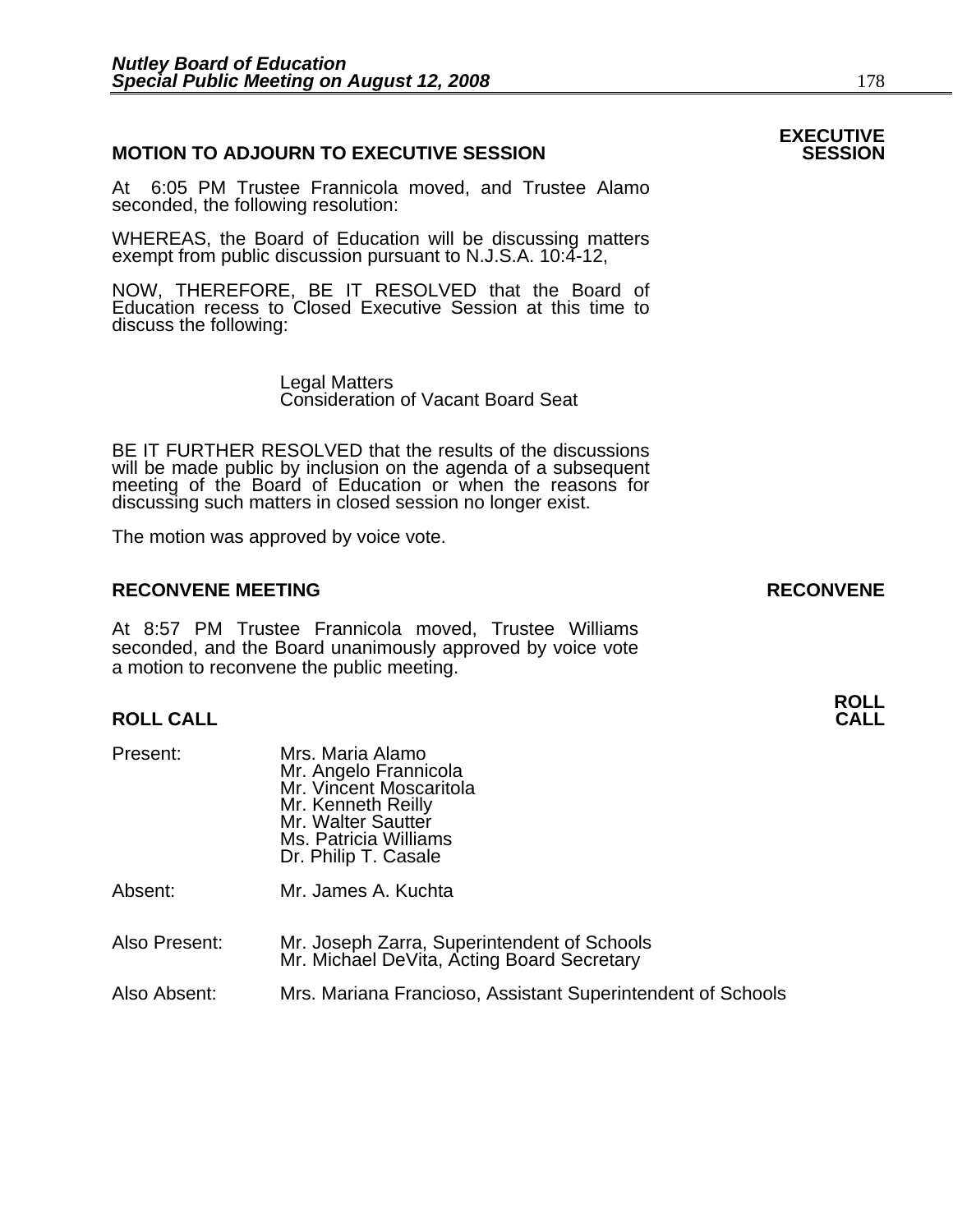## MOTION TO ADJOURN TO EXECUTIVE SESSION

**EXECUTIVE SESSION**

At 6:05 PM Trustee Frannicola moved, and Trustee Alamo seconded, the following resolution:

WHEREAS, the Board of Education will be discussing matters exempt from public discussion pursuant to N.J.S.A. 10:4-12,

NOW, THEREFORE, BE IT RESOLVED that the Board of Education recess to Closed Executive Session at this time to discuss the following:

Legal Matters
Consideration of Vacant Board Seat

BE IT FURTHER RESOLVED that the results of the discussions will be made public by inclusion on the agenda of a subsequent meeting of the Board of Education or when the reasons for discussing such matters in closed session no longer exist.

The motion was approved by voice vote.

## RECONVENE MEETING

**RECONVENE**

At 8:57 PM Trustee Frannicola moved, Trustee Williams seconded, and the Board unanimously approved by voice vote a motion to reconvene the public meeting.

## ROLL CALL

**ROLL CALL**

| | |
|---|---|
| Present: | Mrs. Maria Alamo<br>Mr. Angelo Frannicola<br>Mr. Vincent Moscaritola<br>Mr. Kenneth Reilly<br>Mr. Walter Sautter<br>Ms. Patricia Williams<br>Dr. Philip T. Casale |
| Absent: | Mr. James A. Kuchta |
| Also Present: | Mr. Joseph Zarra, Superintendent of Schools<br>Mr. Michael DeVita, Acting Board Secretary |
| Also Absent: | Mrs. Mariana Francioso, Assistant Superintendent of Schools |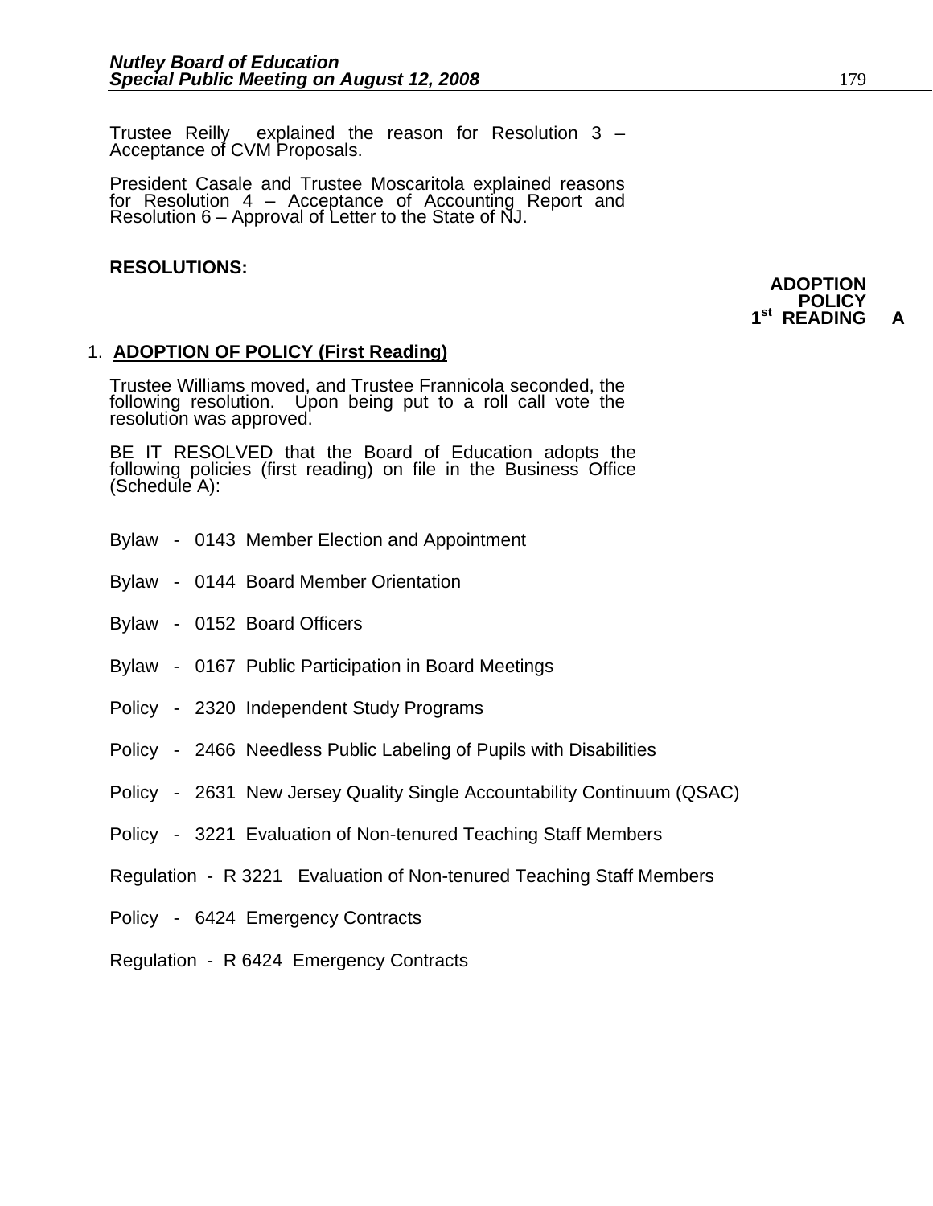Trustee Reilly explained the reason for Resolution 3 – Acceptance of CVM Proposals.

President Casale and Trustee Moscaritola explained reasons for Resolution 4 – Acceptance of Accounting Report and Resolution 6 – Approval of Letter to the State of NJ.

**RESOLUTIONS:**

**ADOPTION POLICY 1st READING A**

1. **ADOPTION OF POLICY (First Reading)**

Trustee Williams moved, and Trustee Frannicola seconded, the following resolution. Upon being put to a roll call vote the resolution was approved.

BE IT RESOLVED that the Board of Education adopts the following policies (first reading) on file in the Business Office (Schedule A):

Bylaw - 0143 Member Election and Appointment

Bylaw - 0144 Board Member Orientation

Bylaw - 0152 Board Officers

Bylaw - 0167 Public Participation in Board Meetings

Policy - 2320 Independent Study Programs

Policy - 2466 Needless Public Labeling of Pupils with Disabilities

Policy - 2631 New Jersey Quality Single Accountability Continuum (QSAC)

Policy - 3221 Evaluation of Non-tenured Teaching Staff Members

Regulation - R 3221 Evaluation of Non-tenured Teaching Staff Members

Policy - 6424 Emergency Contracts

Regulation - R 6424 Emergency Contracts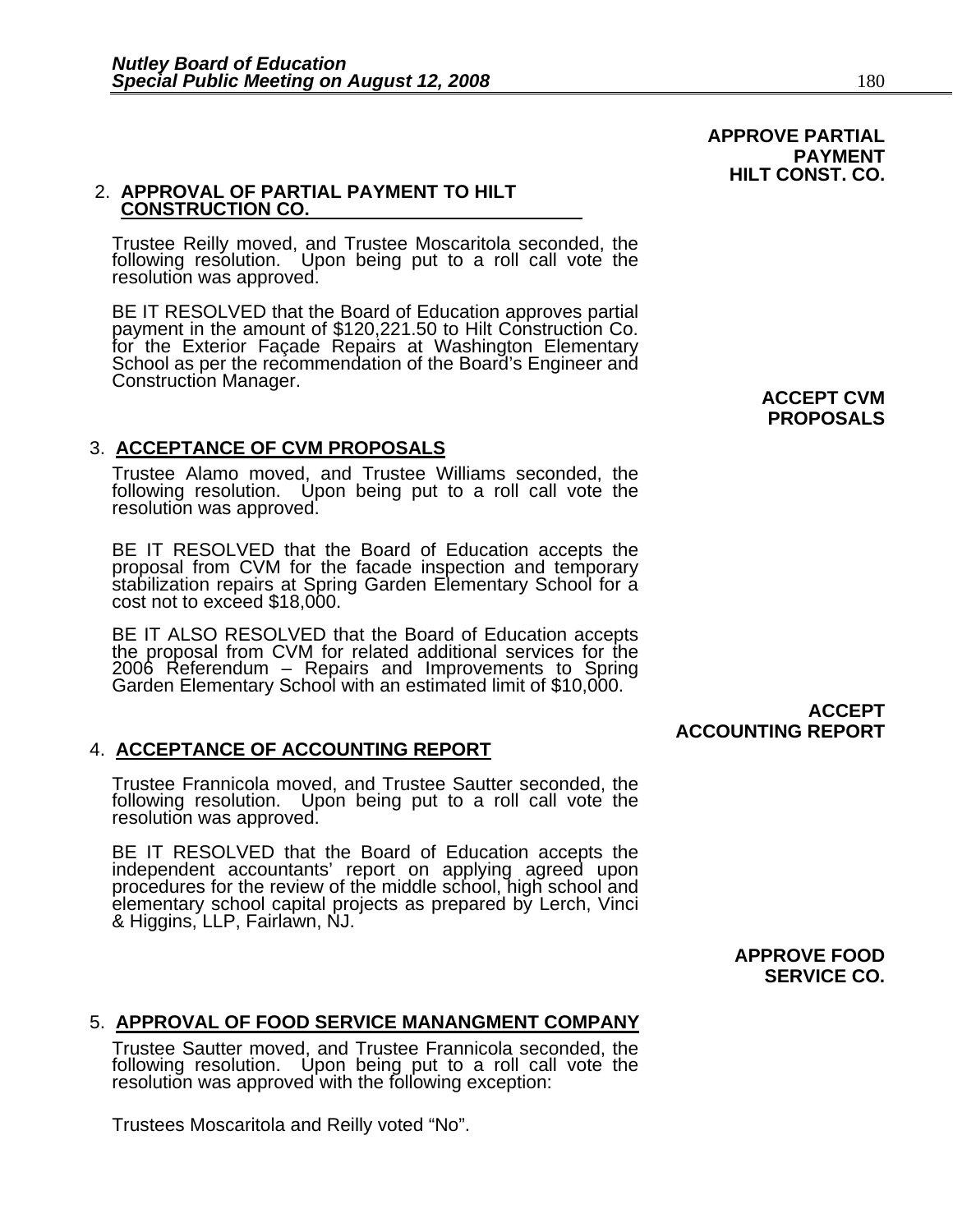**APPROVE PARTIAL PAYMENT HILT CONST. CO.**

2. **APPROVAL OF PARTIAL PAYMENT TO HILT CONSTRUCTION CO.**

Trustee Reilly moved, and Trustee Moscaritola seconded, the following resolution. Upon being put to a roll call vote the resolution was approved.

BE IT RESOLVED that the Board of Education approves partial payment in the amount of $120,221.50 to Hilt Construction Co. for the Exterior Façade Repairs at Washington Elementary School as per the recommendation of the Board's Engineer and Construction Manager.

**ACCEPT CVM PROPOSALS**

3. **ACCEPTANCE OF CVM PROPOSALS**

Trustee Alamo moved, and Trustee Williams seconded, the following resolution. Upon being put to a roll call vote the resolution was approved.

BE IT RESOLVED that the Board of Education accepts the proposal from CVM for the facade inspection and temporary stabilization repairs at Spring Garden Elementary School for a cost not to exceed $18,000.

BE IT ALSO RESOLVED that the Board of Education accepts the proposal from CVM for related additional services for the 2006 Referendum – Repairs and Improvements to Spring Garden Elementary School with an estimated limit of $10,000.

**ACCEPT ACCOUNTING REPORT**

4. **ACCEPTANCE OF ACCOUNTING REPORT**

Trustee Frannicola moved, and Trustee Sautter seconded, the following resolution. Upon being put to a roll call vote the resolution was approved.

BE IT RESOLVED that the Board of Education accepts the independent accountants' report on applying agreed upon procedures for the review of the middle school, high school and elementary school capital projects as prepared by Lerch, Vinci & Higgins, LLP, Fairlawn, NJ.

**APPROVE FOOD SERVICE CO.**

5. **APPROVAL OF FOOD SERVICE MANANGMENT COMPANY**

Trustee Sautter moved, and Trustee Frannicola seconded, the following resolution. Upon being put to a roll call vote the resolution was approved with the following exception:

Trustees Moscaritola and Reilly voted "No".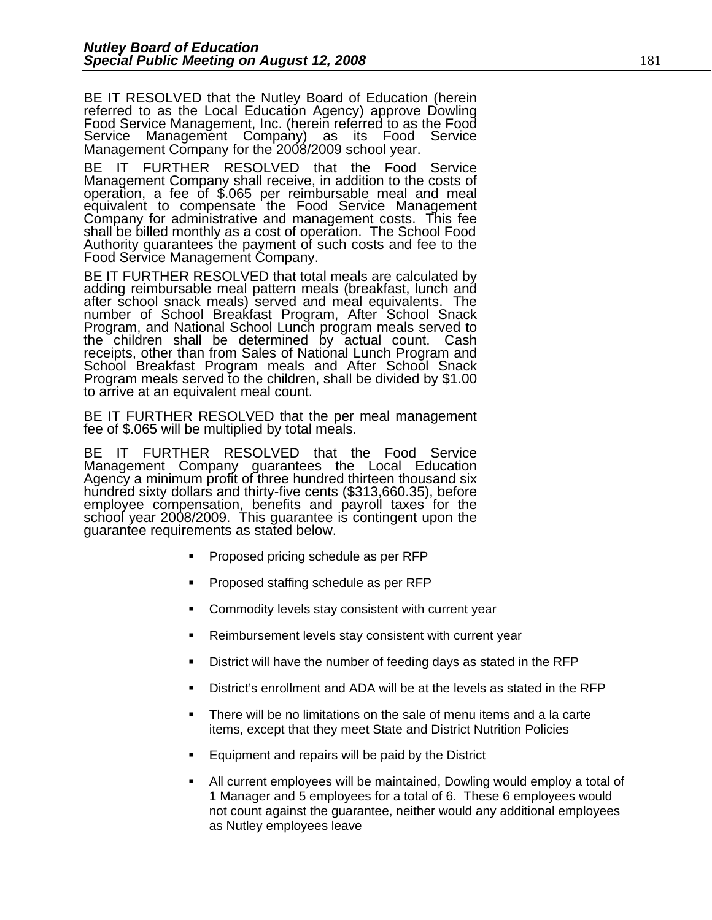BE IT RESOLVED that the Nutley Board of Education (herein referred to as the Local Education Agency) approve Dowling Food Service Management, Inc. (herein referred to as the Food Service Management Company) as its Food Service Management Company for the 2008/2009 school year.

BE IT FURTHER RESOLVED that the Food Service Management Company shall receive, in addition to the costs of operation, a fee of $.065 per reimbursable meal and meal equivalent to compensate the Food Service Management Company for administrative and management costs. This fee shall be billed monthly as a cost of operation. The School Food Authority guarantees the payment of such costs and fee to the Food Service Management Company.

BE IT FURTHER RESOLVED that total meals are calculated by adding reimbursable meal pattern meals (breakfast, lunch and after school snack meals) served and meal equivalents. The number of School Breakfast Program, After School Snack Program, and National School Lunch program meals served to the children shall be determined by actual count. Cash receipts, other than from Sales of National Lunch Program and School Breakfast Program meals and After School Snack Program meals served to the children, shall be divided by $1.00 to arrive at an equivalent meal count.

BE IT FURTHER RESOLVED that the per meal management fee of $.065 will be multiplied by total meals.

BE IT FURTHER RESOLVED that the Food Service Management Company guarantees the Local Education Agency a minimum profit of three hundred thirteen thousand six hundred sixty dollars and thirty-five cents ($313,660.35), before employee compensation, benefits and payroll taxes for the school year 2008/2009. This guarantee is contingent upon the guarantee requirements as stated below.

- Proposed pricing schedule as per RFP
- Proposed staffing schedule as per RFP
- Commodity levels stay consistent with current year
- Reimbursement levels stay consistent with current year
- District will have the number of feeding days as stated in the RFP
- District's enrollment and ADA will be at the levels as stated in the RFP
- There will be no limitations on the sale of menu items and a la carte items, except that they meet State and District Nutrition Policies
- Equipment and repairs will be paid by the District
- All current employees will be maintained, Dowling would employ a total of 1 Manager and 5 employees for a total of 6. These 6 employees would not count against the guarantee, neither would any additional employees as Nutley employees leave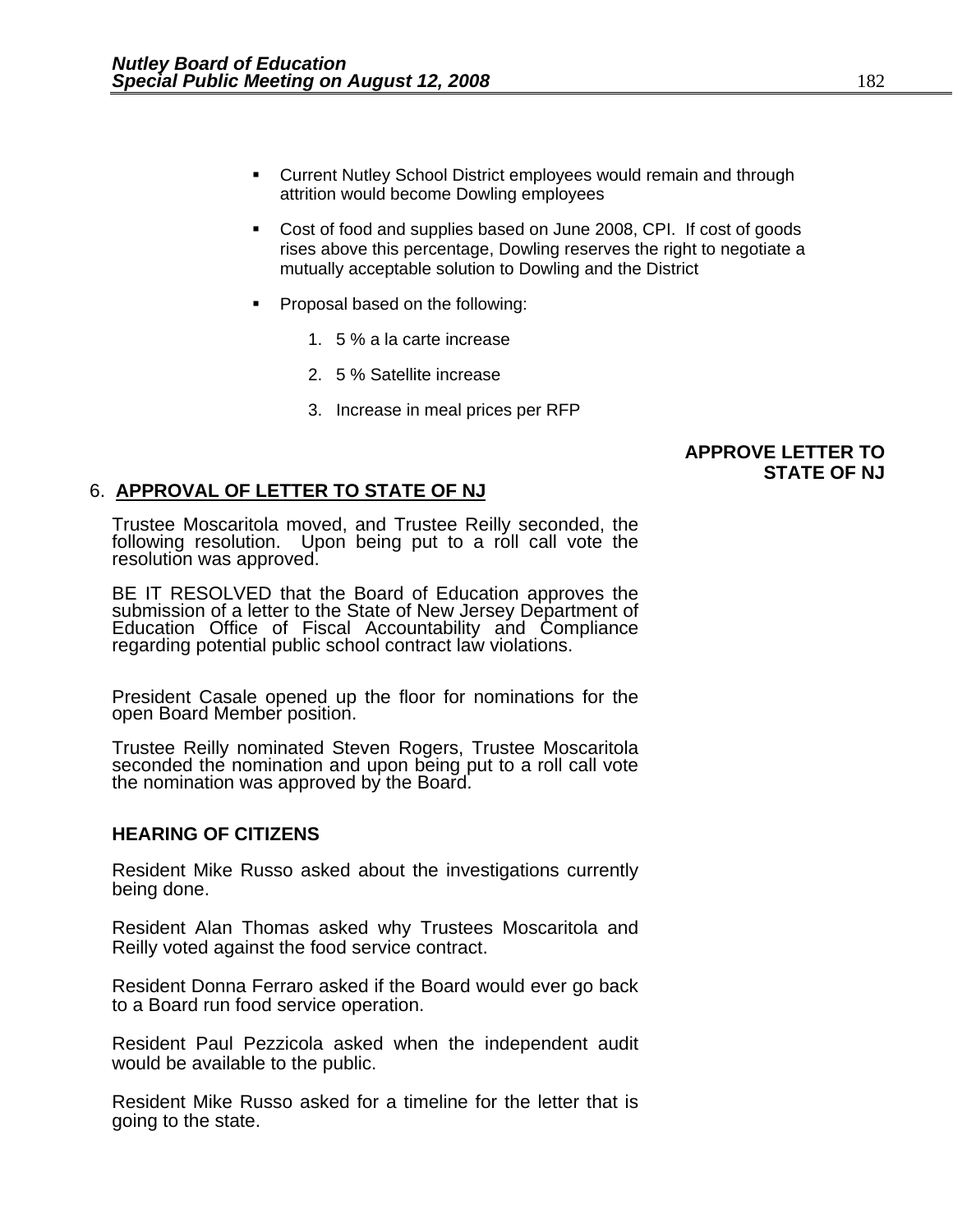- Current Nutley School District employees would remain and through attrition would become Dowling employees
- Cost of food and supplies based on June 2008, CPI. If cost of goods rises above this percentage, Dowling reserves the right to negotiate a mutually acceptable solution to Dowling and the District
- Proposal based on the following:
  1. 5 % a la carte increase
  2. 5 % Satellite increase
  3. Increase in meal prices per RFP

**APPROVE LETTER TO STATE OF NJ**

6. **APPROVAL OF LETTER TO STATE OF NJ**

Trustee Moscaritola moved, and Trustee Reilly seconded, the following resolution. Upon being put to a roll call vote the resolution was approved.

BE IT RESOLVED that the Board of Education approves the submission of a letter to the State of New Jersey Department of Education Office of Fiscal Accountability and Compliance regarding potential public school contract law violations.

President Casale opened up the floor for nominations for the open Board Member position.

Trustee Reilly nominated Steven Rogers, Trustee Moscaritola seconded the nomination and upon being put to a roll call vote the nomination was approved by the Board.

**HEARING OF CITIZENS**

Resident Mike Russo asked about the investigations currently being done.

Resident Alan Thomas asked why Trustees Moscaritola and Reilly voted against the food service contract.

Resident Donna Ferraro asked if the Board would ever go back to a Board run food service operation.

Resident Paul Pezzicola asked when the independent audit would be available to the public.

Resident Mike Russo asked for a timeline for the letter that is going to the state.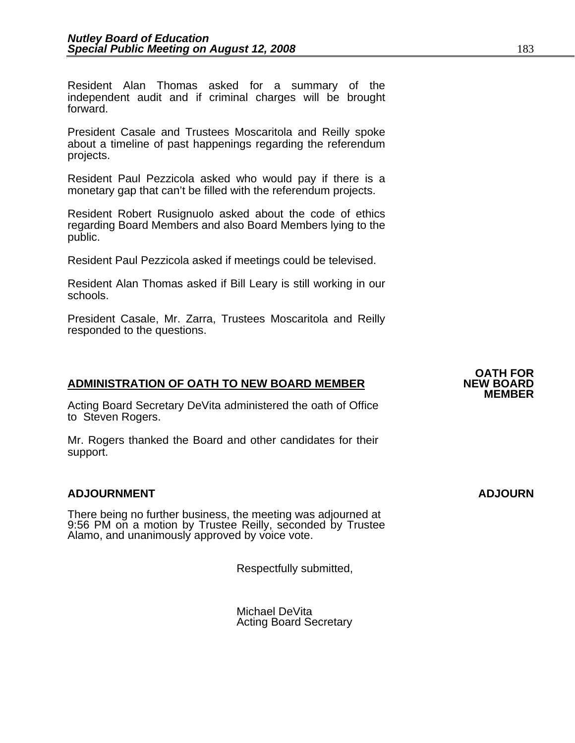Resident Alan Thomas asked for a summary of the independent audit and if criminal charges will be brought forward.

President Casale and Trustees Moscaritola and Reilly spoke about a timeline of past happenings regarding the referendum projects.

Resident Paul Pezzicola asked who would pay if there is a monetary gap that can't be filled with the referendum projects.

Resident Robert Rusignuolo asked about the code of ethics regarding Board Members and also Board Members lying to the public.

Resident Paul Pezzicola asked if meetings could be televised.

Resident Alan Thomas asked if Bill Leary is still working in our schools.

President Casale, Mr. Zarra, Trustees Moscaritola and Reilly responded to the questions.

## ADMINISTRATION OF OATH TO NEW BOARD MEMBER

**OATH FOR NEW BOARD MEMBER**

Acting Board Secretary DeVita administered the oath of Office to Steven Rogers.

Mr. Rogers thanked the Board and other candidates for their support.

## ADJOURNMENT

**ADJOURN**

There being no further business, the meeting was adjourned at 9:56 PM on a motion by Trustee Reilly, seconded by Trustee Alamo, and unanimously approved by voice vote.

Respectfully submitted,

Michael DeVita
Acting Board Secretary